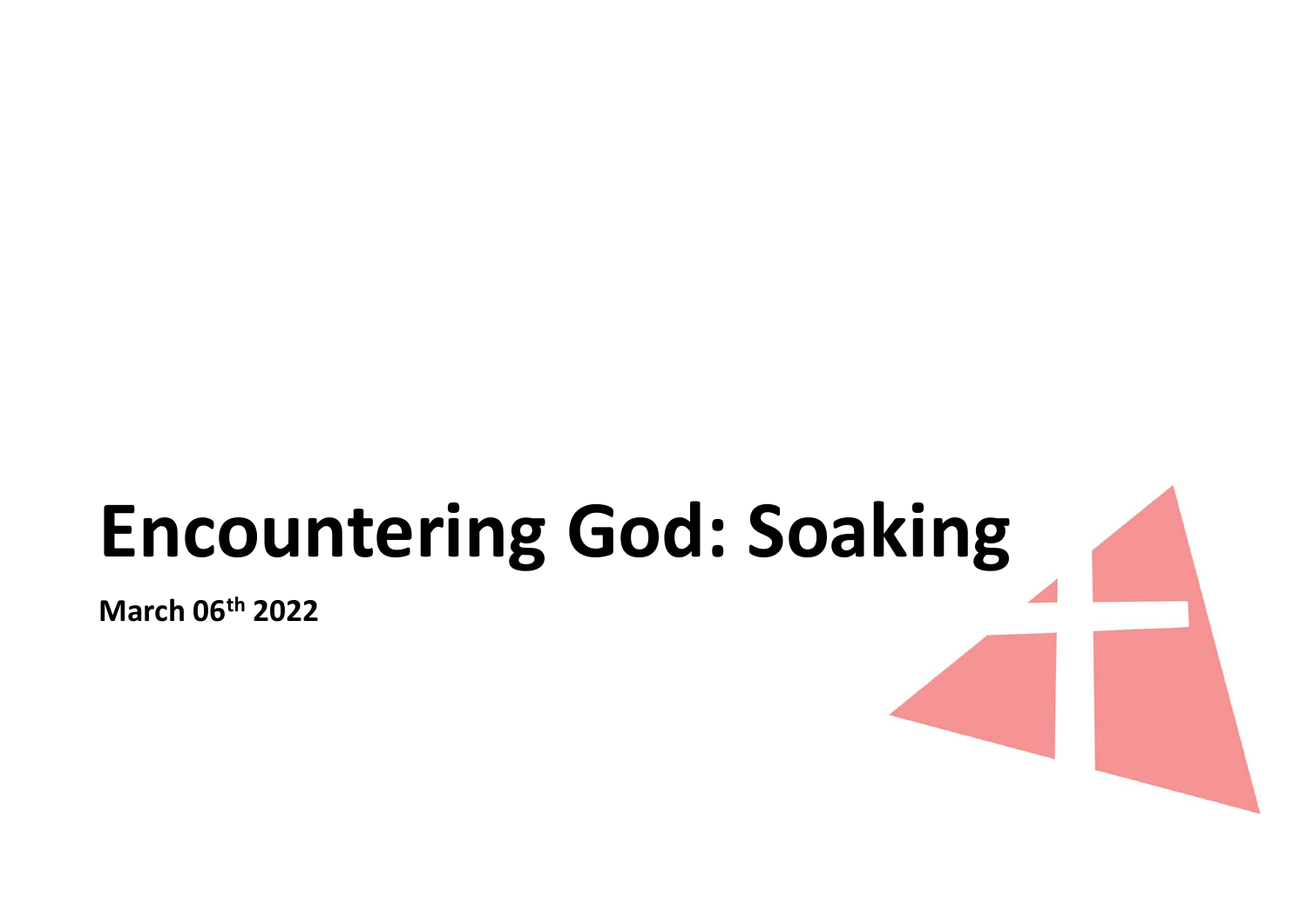# Encountering God: Soaking

**March 06th 2022**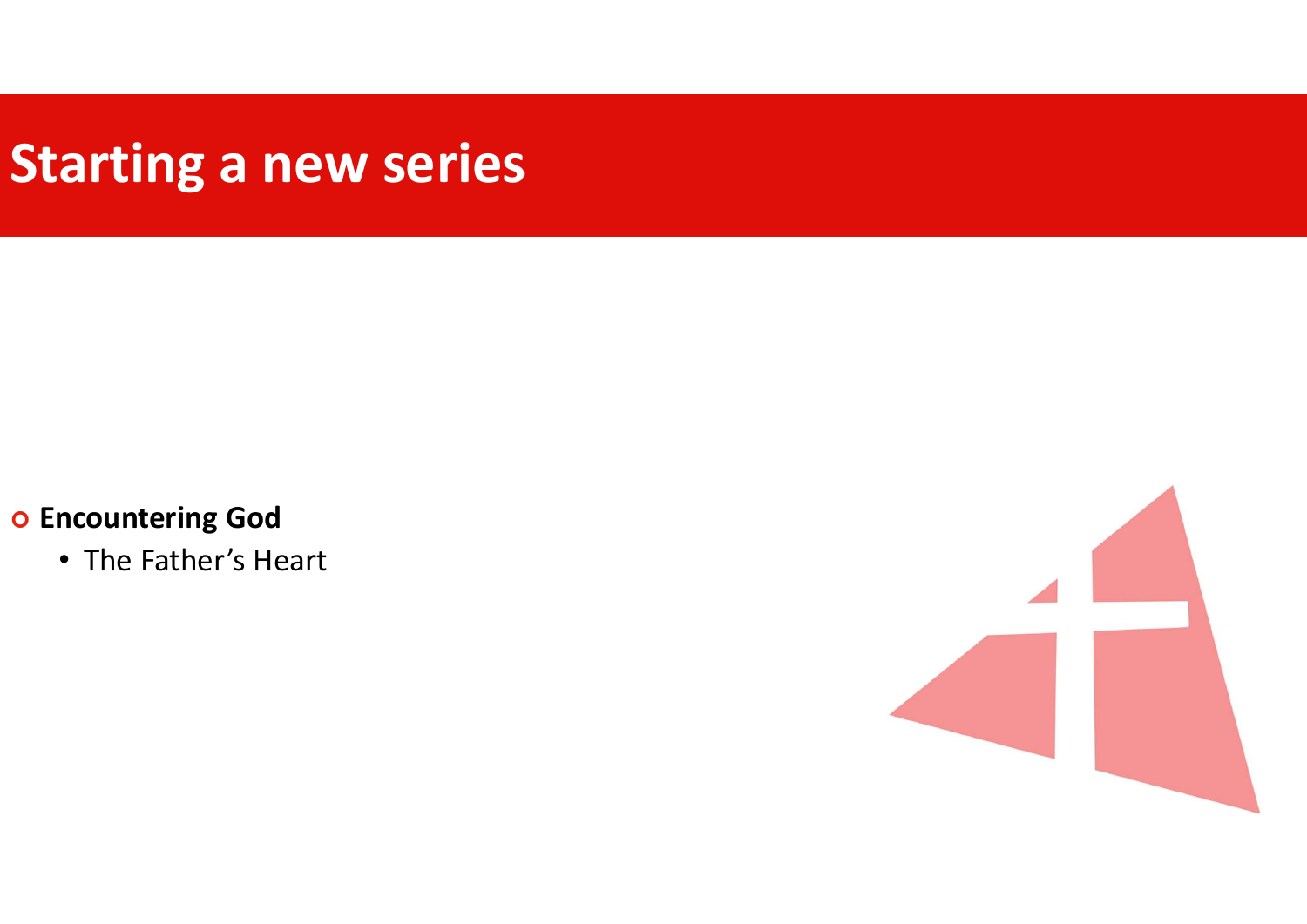# Starting a new series

- **Encountering God**
  - The Father's Heart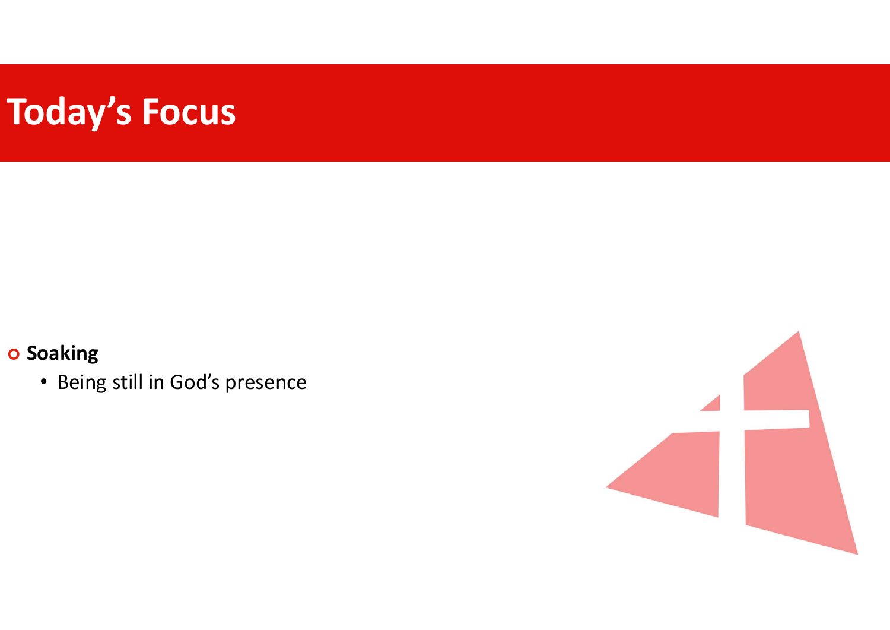# Today's Focus

- **Soaking**
  - Being still in God's presence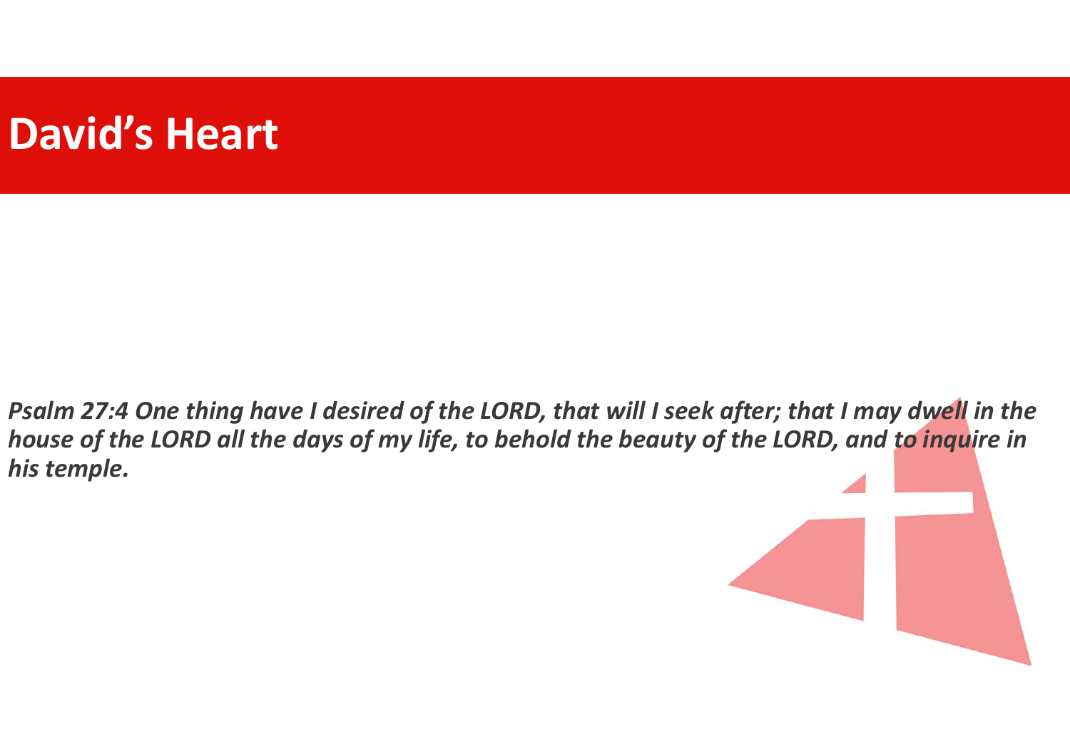# David's Heart

***Psalm 27:4 One thing have I desired of the LORD, that will I seek after; that I may dwell in the house of the LORD all the days of my life, to behold the beauty of the LORD, and to inquire in his temple.***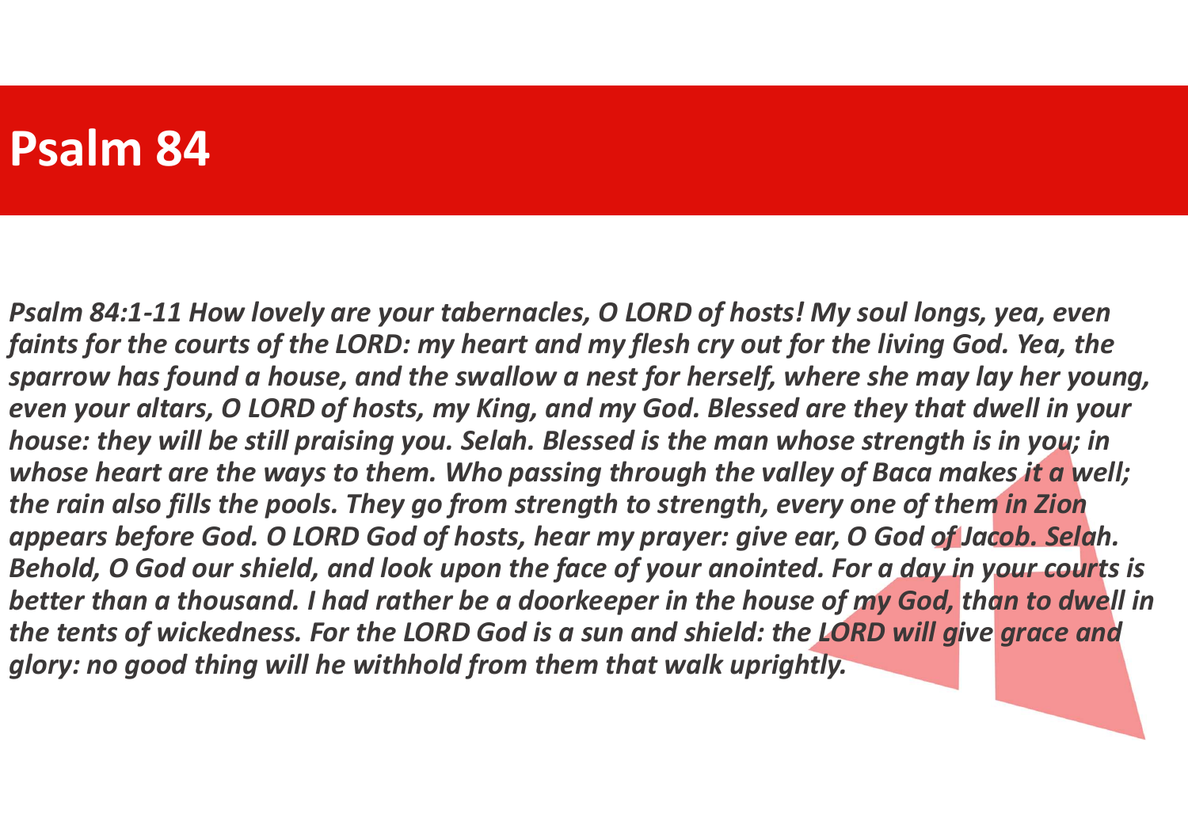# Psalm 84

*Psalm 84:1-11 How lovely are your tabernacles, O LORD of hosts! My soul longs, yea, even faints for the courts of the LORD: my heart and my flesh cry out for the living God. Yea, the sparrow has found a house, and the swallow a nest for herself, where she may lay her young, even your altars, O LORD of hosts, my King, and my God. Blessed are they that dwell in your house: they will be still praising you. Selah. Blessed is the man whose strength is in you; in whose heart are the ways to them. Who passing through the valley of Baca makes it a well; the rain also fills the pools. They go from strength to strength, every one of them in Zion appears before God. O LORD God of hosts, hear my prayer: give ear, O God of Jacob. Selah. Behold, O God our shield, and look upon the face of your anointed. For a day in your courts is better than a thousand. I had rather be a doorkeeper in the house of my God, than to dwell in the tents of wickedness. For the LORD God is a sun and shield: the LORD will give grace and glory: no good thing will he withhold from them that walk uprightly.*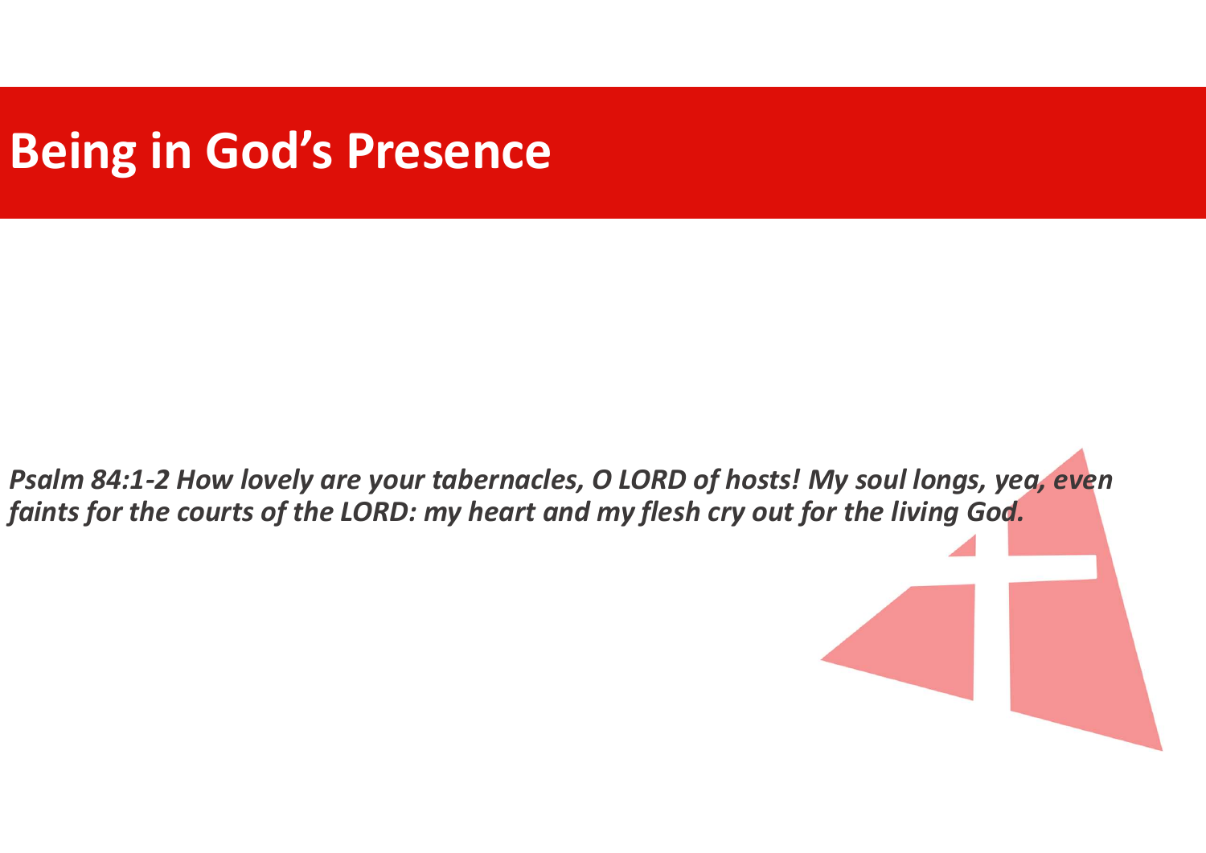# Being in God's Presence

***Psalm 84:1-2 How lovely are your tabernacles, O LORD of hosts! My soul longs, yea, even faints for the courts of the LORD: my heart and my flesh cry out for the living God.***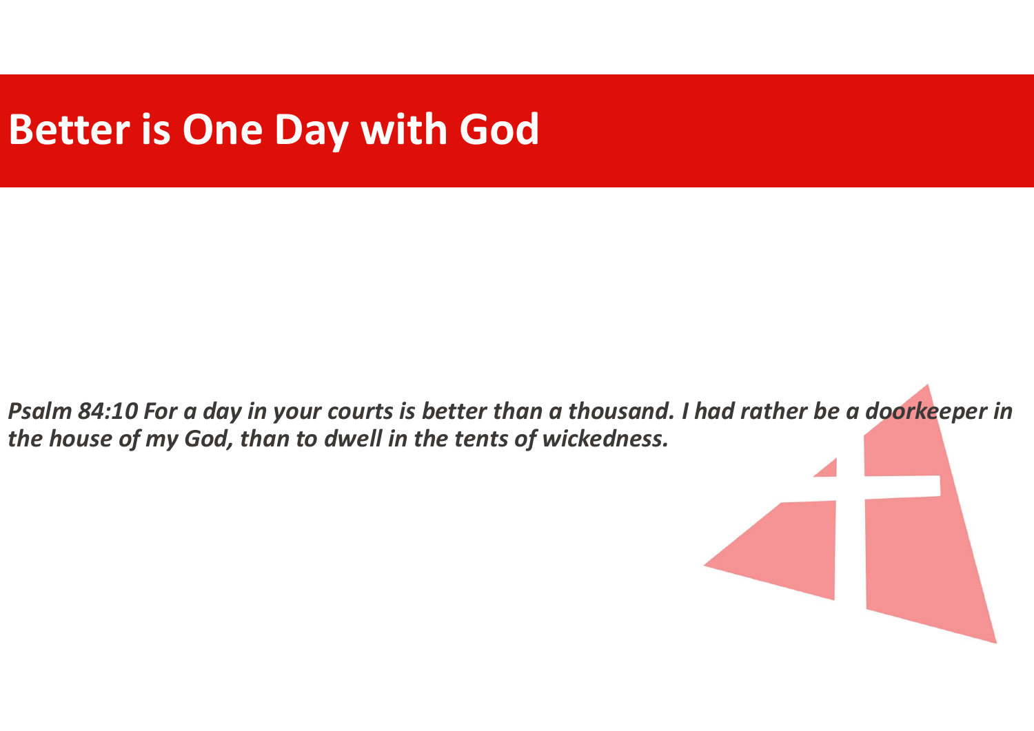# Better is One Day with God

***Psalm 84:10 For a day in your courts is better than a thousand. I had rather be a doorkeeper in the house of my God, than to dwell in the tents of wickedness.***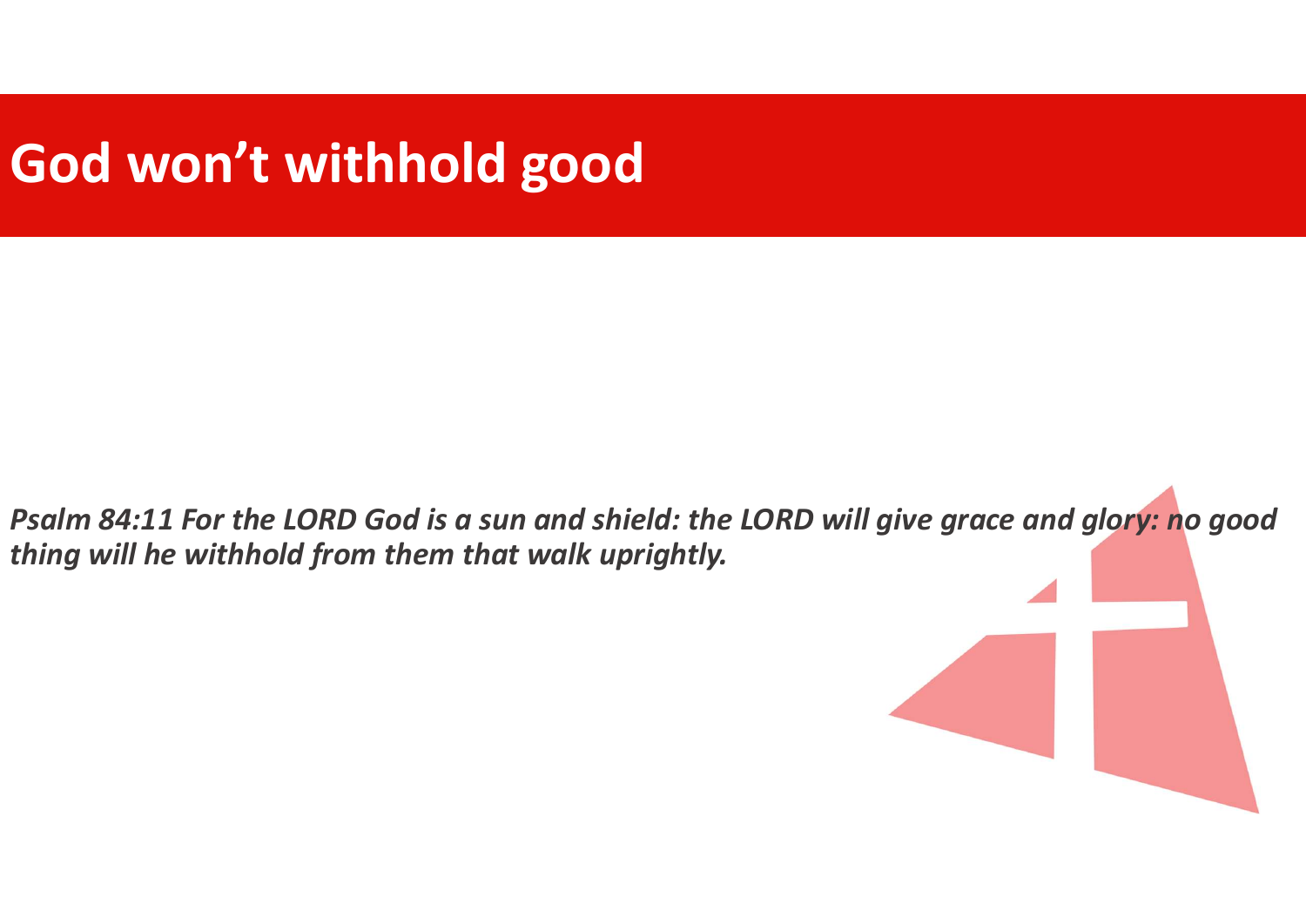# God won't withhold good

*Psalm 84:11 For the LORD God is a sun and shield: the LORD will give grace and glory: no good thing will he withhold from them that walk uprightly.*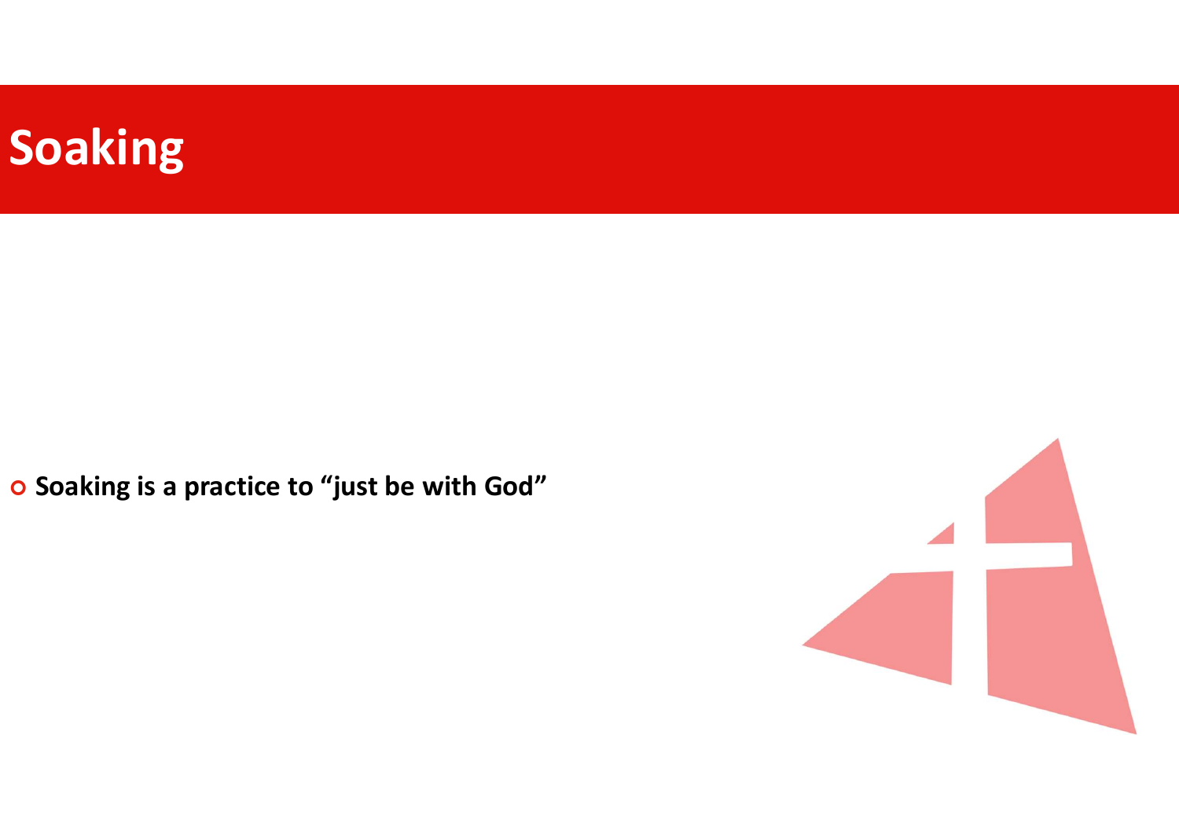# Soaking

- **Soaking is a practice to "just be with God"**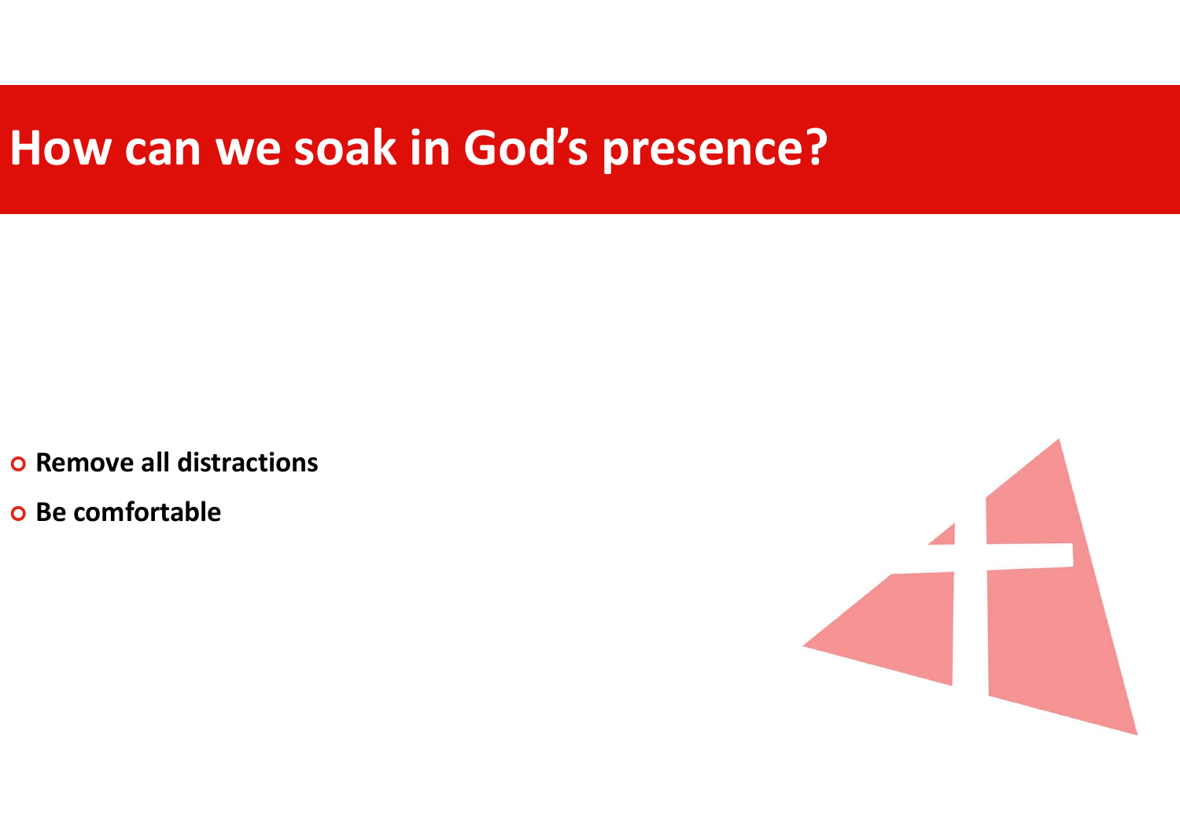# How can we soak in God's presence?

- **Remove all distractions**
- **Be comfortable**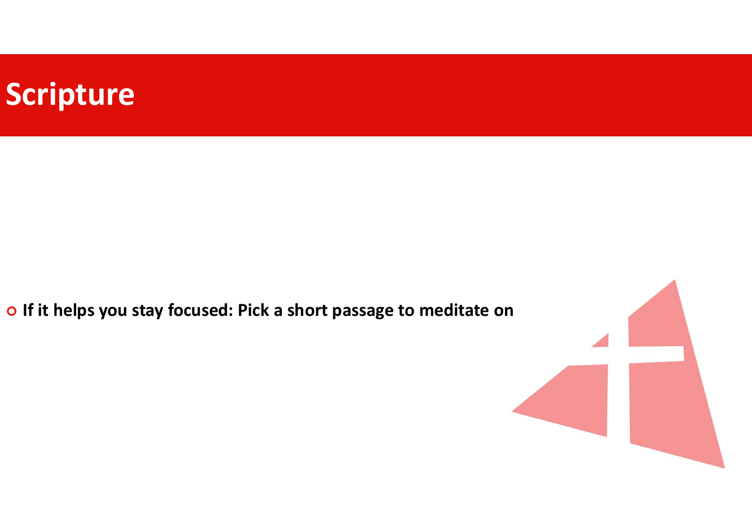# Scripture

- **If it helps you stay focused: Pick a short passage to meditate on**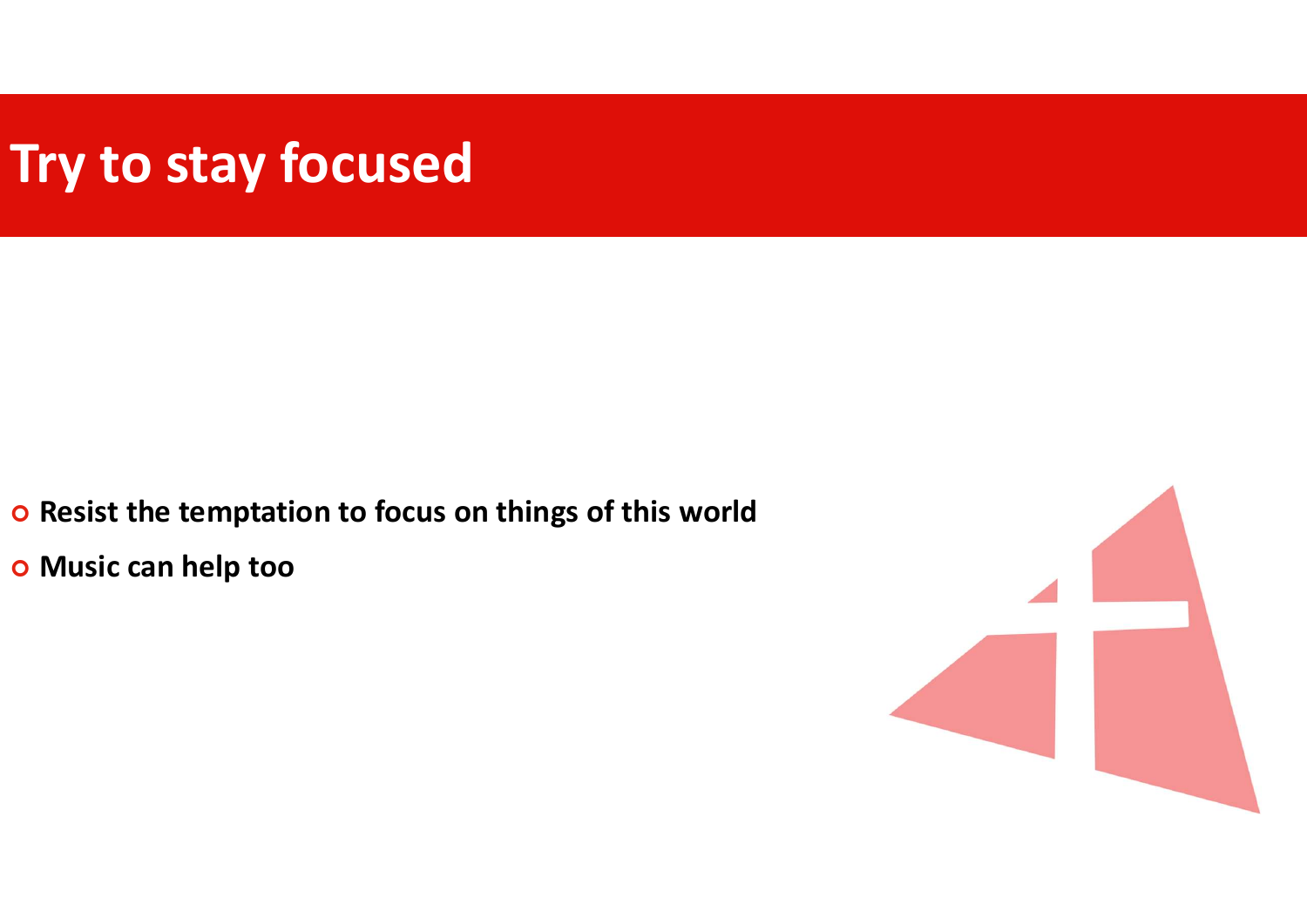# Try to stay focused

- **Resist the temptation to focus on things of this world**
- **Music can help too**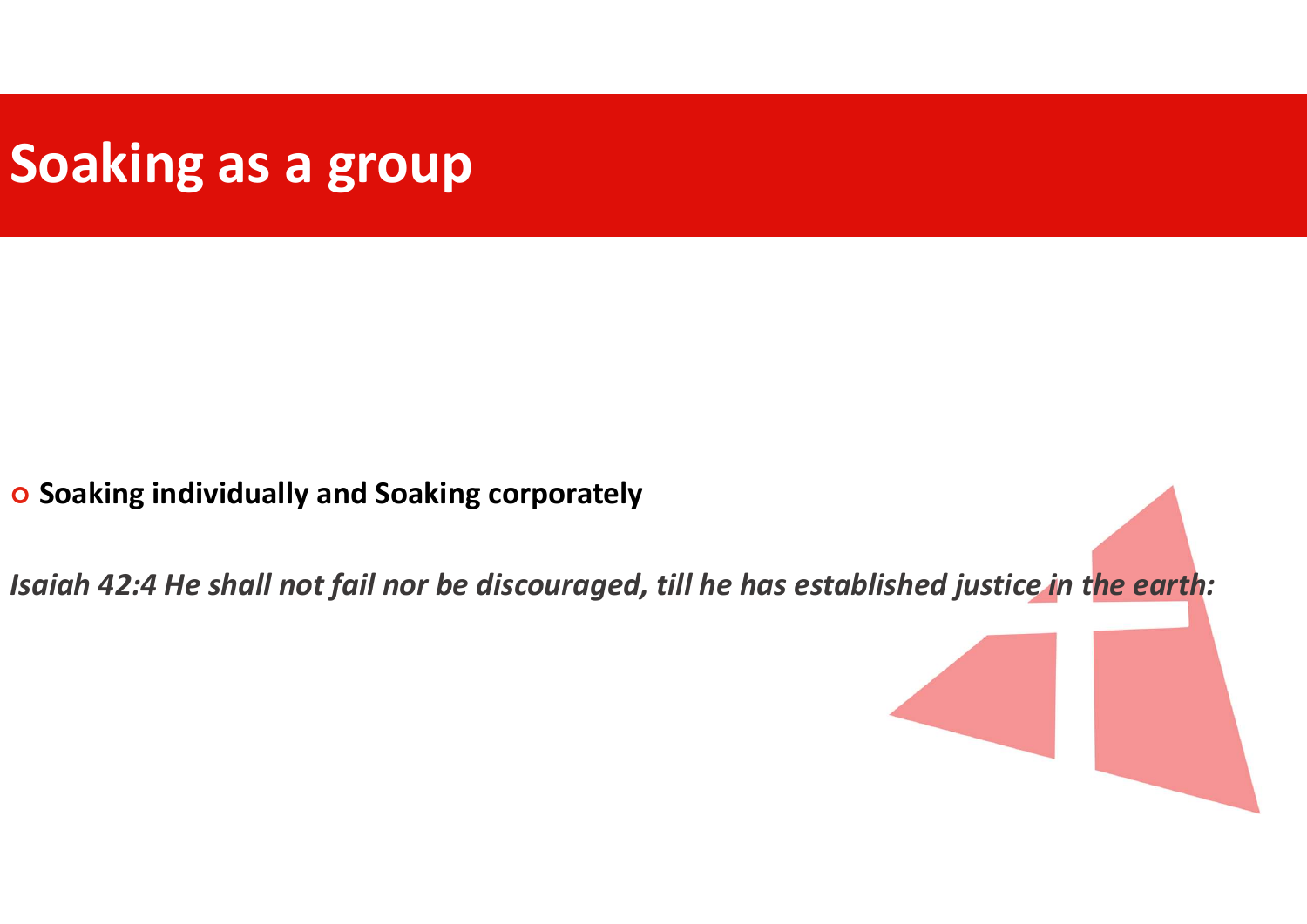# Soaking as a group

- **Soaking individually and Soaking corporately**

***Isaiah 42:4 He shall not fail nor be discouraged, till he has established justice in the earth:***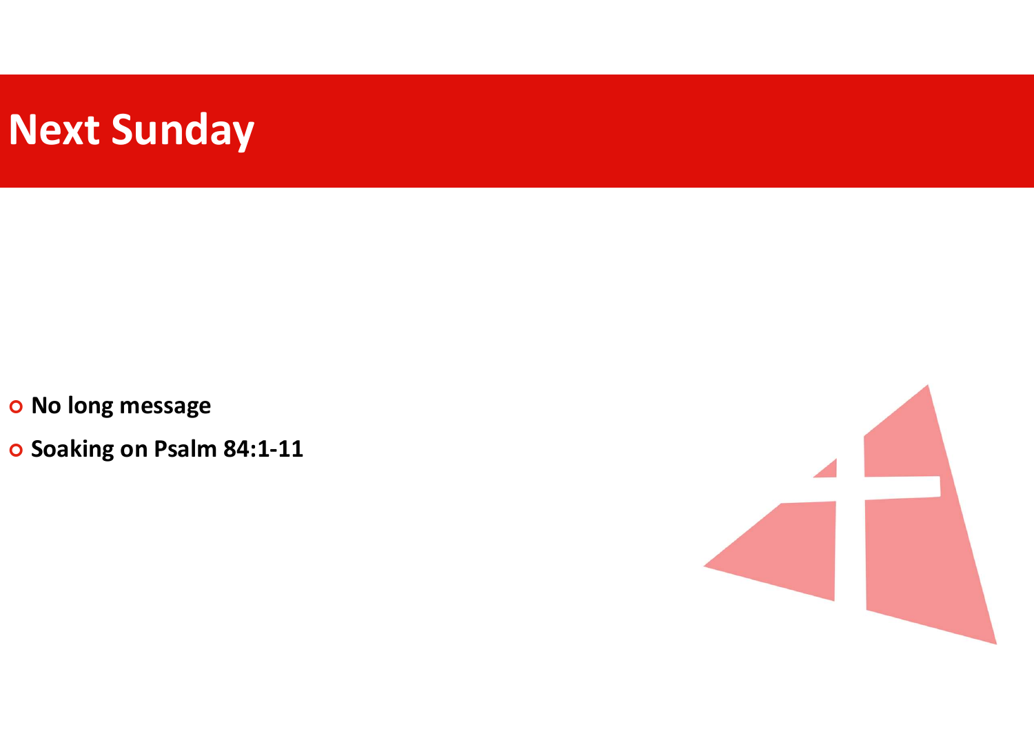# Next Sunday

- **No long message**
- **Soaking on Psalm 84:1-11**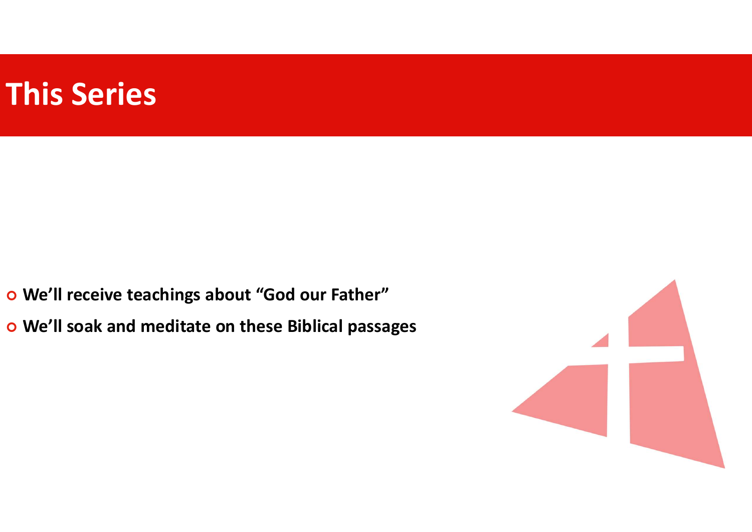# This Series

- **We'll receive teachings about "God our Father"**
- **We'll soak and meditate on these Biblical passages**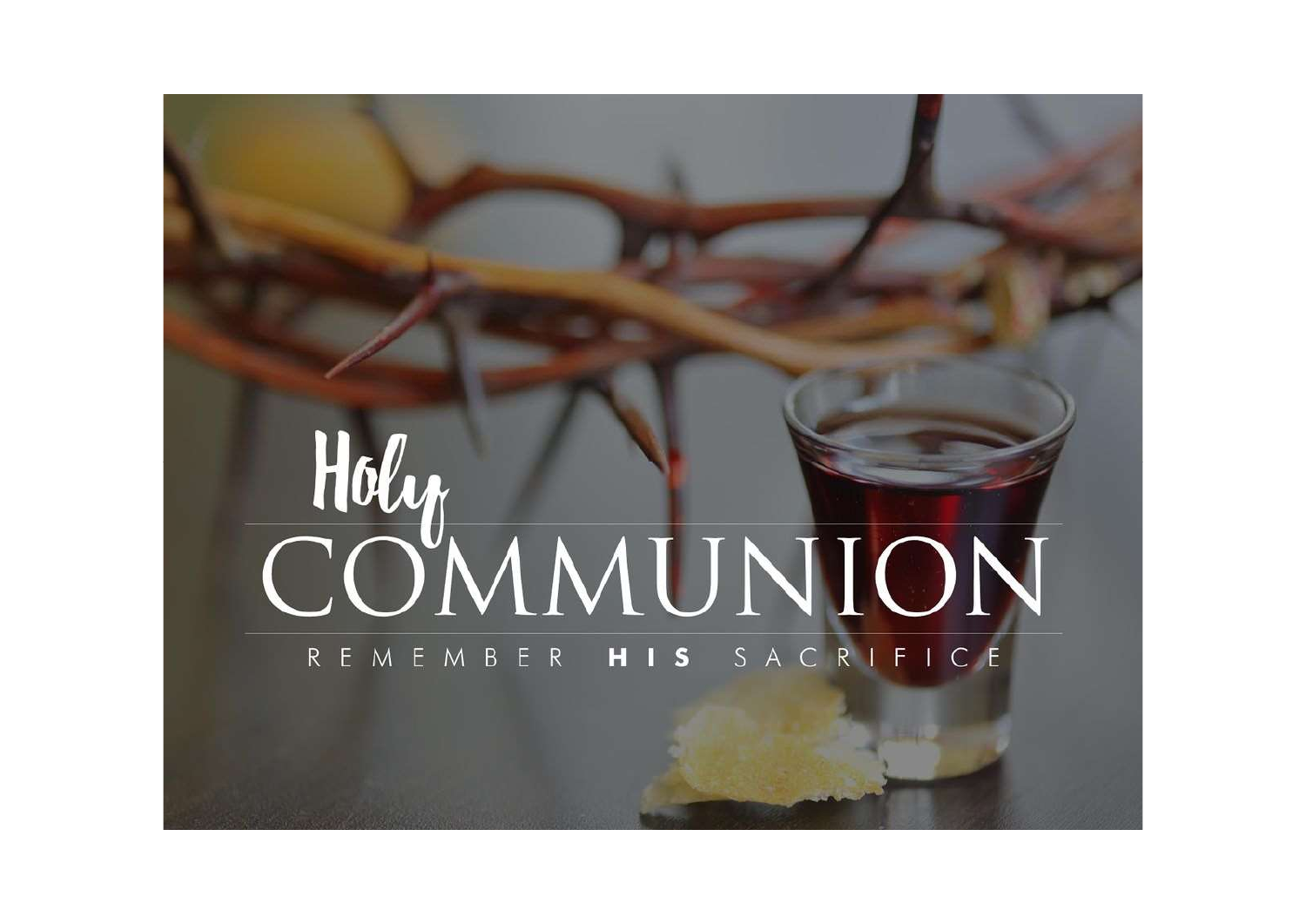Holy

# COMMUNION

REMEMBER **HIS** SACRIFICE